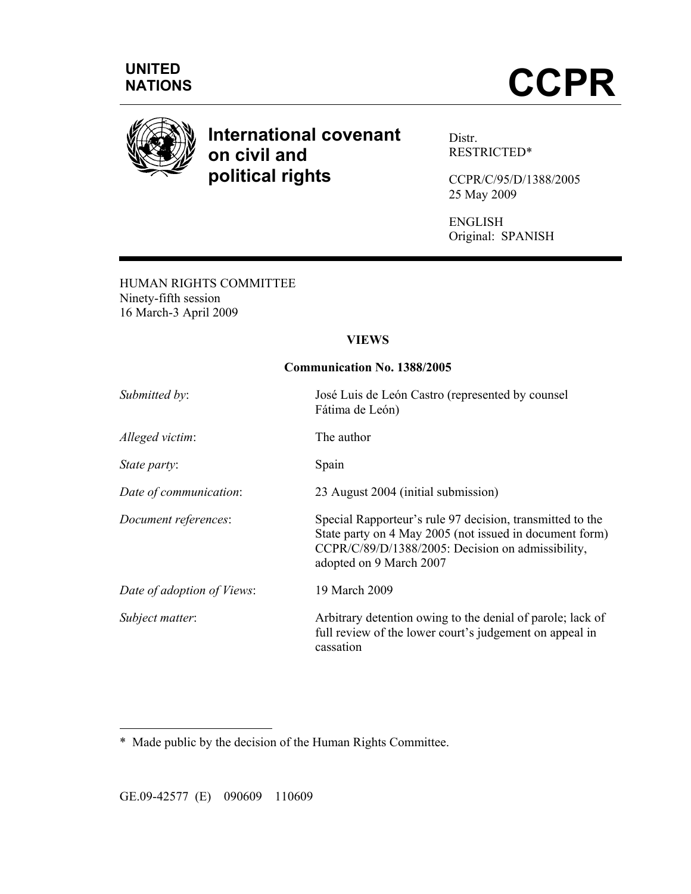UNITED NATIONS

# CCPR

## International covenant on civil and political rights

Distr.
RESTRICTED*

CCPR/C/95/D/1388/2005
25 May 2009

ENGLISH
Original: SPANISH

HUMAN RIGHTS COMMITTEE
Ninety-fifth session
16 March-3 April 2009

**VIEWS**

**Communication No. 1388/2005**

| | |
|---|---|
| *Submitted by*: | José Luis de León Castro (represented by counsel Fátima de León) |
| *Alleged victim*: | The author |
| *State party*: | Spain |
| *Date of communication*: | 23 August 2004 (initial submission) |
| *Document references*: | Special Rapporteur's rule 97 decision, transmitted to the State party on 4 May 2005 (not issued in document form) CCPR/C/89/D/1388/2005: Decision on admissibility, adopted on 9 March 2007 |
| *Date of adoption of Views*: | 19 March 2009 |
| *Subject matter*: | Arbitrary detention owing to the denial of parole; lack of full review of the lower court's judgement on appeal in cassation |

---

\* Made public by the decision of the Human Rights Committee.

GE.09-42577 (E) 090609 110609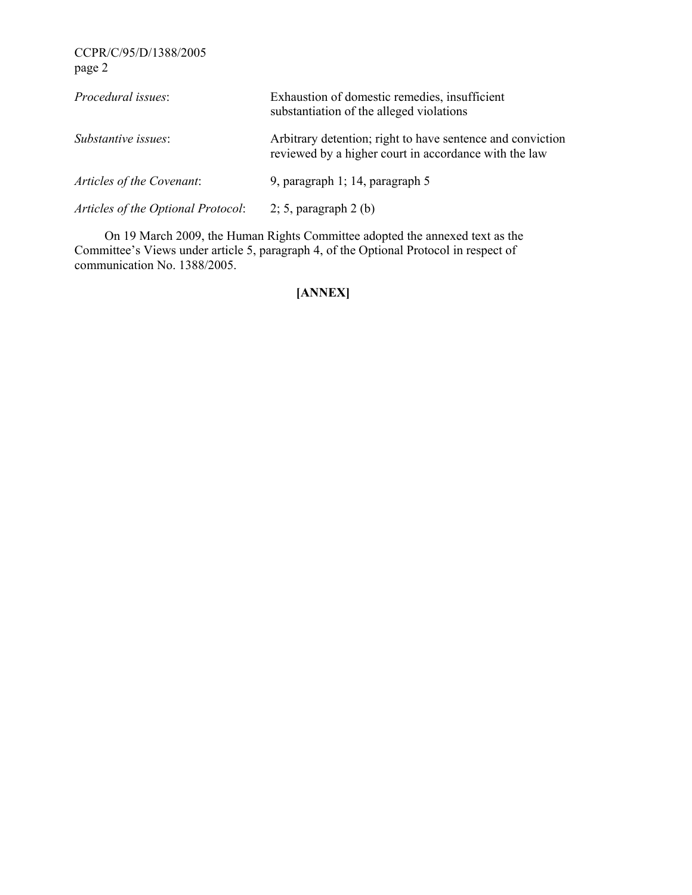| | |
|---|---|
| *Procedural issues*: | Exhaustion of domestic remedies, insufficient substantiation of the alleged violations |
| *Substantive issues*: | Arbitrary detention; right to have sentence and conviction reviewed by a higher court in accordance with the law |
| *Articles of the Covenant*: | 9, paragraph 1; 14, paragraph 5 |
| *Articles of the Optional Protocol*: | 2; 5, paragraph 2 (b) |

On 19 March 2009, the Human Rights Committee adopted the annexed text as the Committee's Views under article 5, paragraph 4, of the Optional Protocol in respect of communication No. 1388/2005.

**[ANNEX]**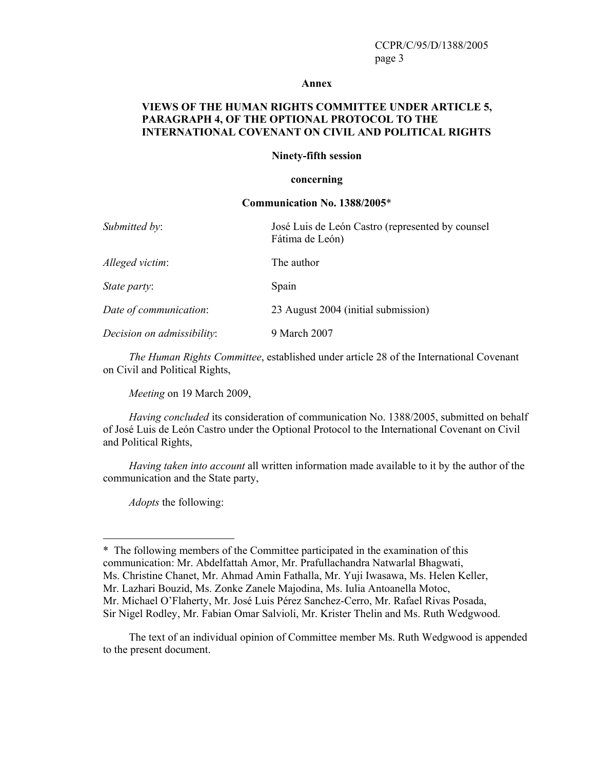**Annex**

**VIEWS OF THE HUMAN RIGHTS COMMITTEE UNDER ARTICLE 5, PARAGRAPH 4, OF THE OPTIONAL PROTOCOL TO THE INTERNATIONAL COVENANT ON CIVIL AND POLITICAL RIGHTS**

**Ninety-fifth session**

**concerning**

**Communication No. 1388/2005***

| | |
|---|---|
| *Submitted by*: | José Luis de León Castro (represented by counsel Fátima de León) |
| *Alleged victim*: | The author |
| *State party*: | Spain |
| *Date of communication*: | 23 August 2004 (initial submission) |
| *Decision on admissibility*: | 9 March 2007 |

*The Human Rights Committee*, established under article 28 of the International Covenant on Civil and Political Rights,

*Meeting* on 19 March 2009,

*Having concluded* its consideration of communication No. 1388/2005, submitted on behalf of José Luis de León Castro under the Optional Protocol to the International Covenant on Civil and Political Rights,

*Having taken into account* all written information made available to it by the author of the communication and the State party,

*Adopts* the following:

---

* The following members of the Committee participated in the examination of this communication: Mr. Abdelfattah Amor, Mr. Prafullachandra Natwarlal Bhagwati, Ms. Christine Chanet, Mr. Ahmad Amin Fathalla, Mr. Yuji Iwasawa, Ms. Helen Keller, Mr. Lazhari Bouzid, Ms. Zonke Zanele Majodina, Ms. Iulia Antoanella Motoc, Mr. Michael O'Flaherty, Mr. José Luis Pérez Sanchez-Cerro, Mr. Rafael Rivas Posada, Sir Nigel Rodley, Mr. Fabian Omar Salvioli, Mr. Krister Thelin and Ms. Ruth Wedgwood.

The text of an individual opinion of Committee member Ms. Ruth Wedgwood is appended to the present document.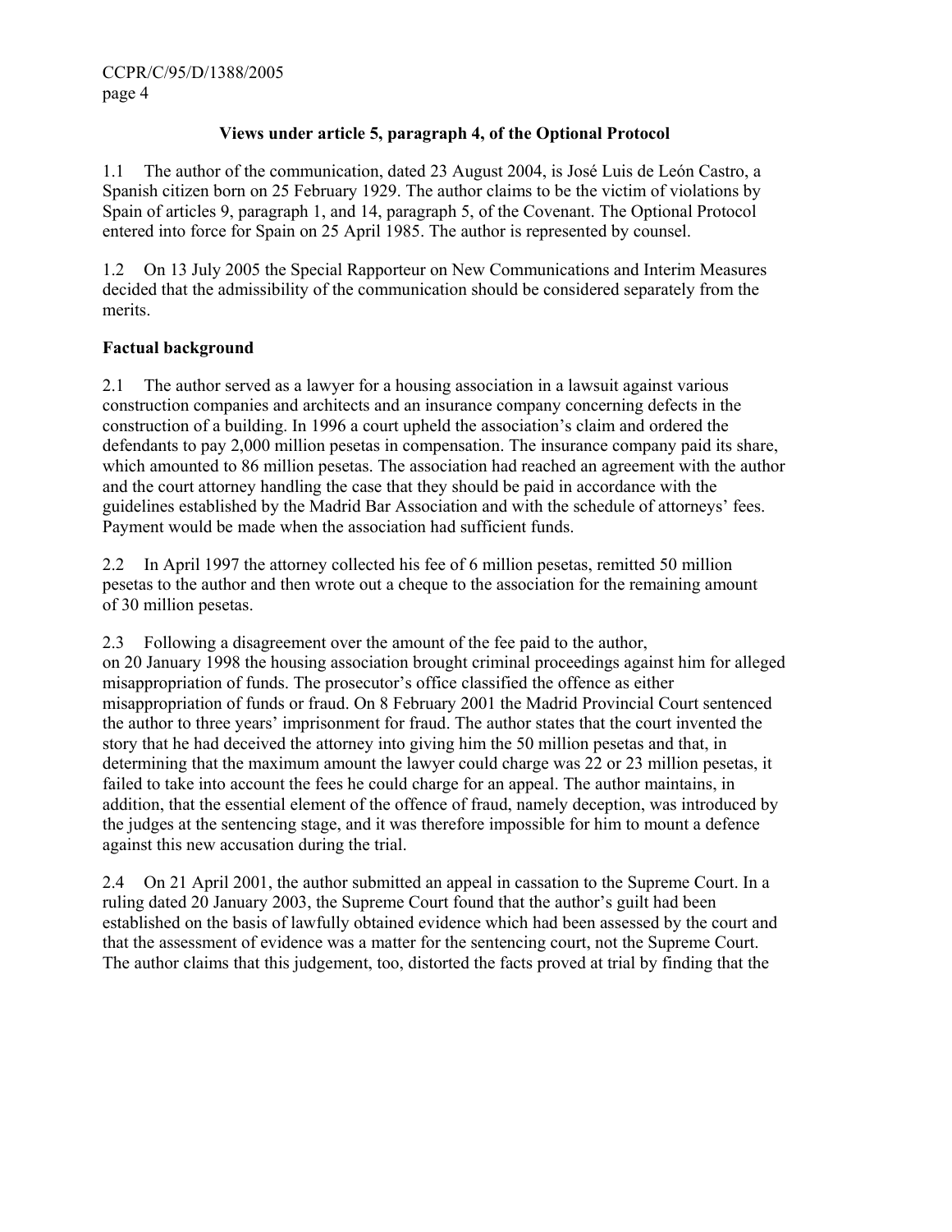## Views under article 5, paragraph 4, of the Optional Protocol

1.1 The author of the communication, dated 23 August 2004, is José Luis de León Castro, a Spanish citizen born on 25 February 1929. The author claims to be the victim of violations by Spain of articles 9, paragraph 1, and 14, paragraph 5, of the Covenant. The Optional Protocol entered into force for Spain on 25 April 1985. The author is represented by counsel.

1.2 On 13 July 2005 the Special Rapporteur on New Communications and Interim Measures decided that the admissibility of the communication should be considered separately from the merits.

### Factual background

2.1 The author served as a lawyer for a housing association in a lawsuit against various construction companies and architects and an insurance company concerning defects in the construction of a building. In 1996 a court upheld the association's claim and ordered the defendants to pay 2,000 million pesetas in compensation. The insurance company paid its share, which amounted to 86 million pesetas. The association had reached an agreement with the author and the court attorney handling the case that they should be paid in accordance with the guidelines established by the Madrid Bar Association and with the schedule of attorneys' fees. Payment would be made when the association had sufficient funds.

2.2 In April 1997 the attorney collected his fee of 6 million pesetas, remitted 50 million pesetas to the author and then wrote out a cheque to the association for the remaining amount of 30 million pesetas.

2.3 Following a disagreement over the amount of the fee paid to the author, on 20 January 1998 the housing association brought criminal proceedings against him for alleged misappropriation of funds. The prosecutor's office classified the offence as either misappropriation of funds or fraud. On 8 February 2001 the Madrid Provincial Court sentenced the author to three years' imprisonment for fraud. The author states that the court invented the story that he had deceived the attorney into giving him the 50 million pesetas and that, in determining that the maximum amount the lawyer could charge was 22 or 23 million pesetas, it failed to take into account the fees he could charge for an appeal. The author maintains, in addition, that the essential element of the offence of fraud, namely deception, was introduced by the judges at the sentencing stage, and it was therefore impossible for him to mount a defence against this new accusation during the trial.

2.4 On 21 April 2001, the author submitted an appeal in cassation to the Supreme Court. In a ruling dated 20 January 2003, the Supreme Court found that the author's guilt had been established on the basis of lawfully obtained evidence which had been assessed by the court and that the assessment of evidence was a matter for the sentencing court, not the Supreme Court. The author claims that this judgement, too, distorted the facts proved at trial by finding that the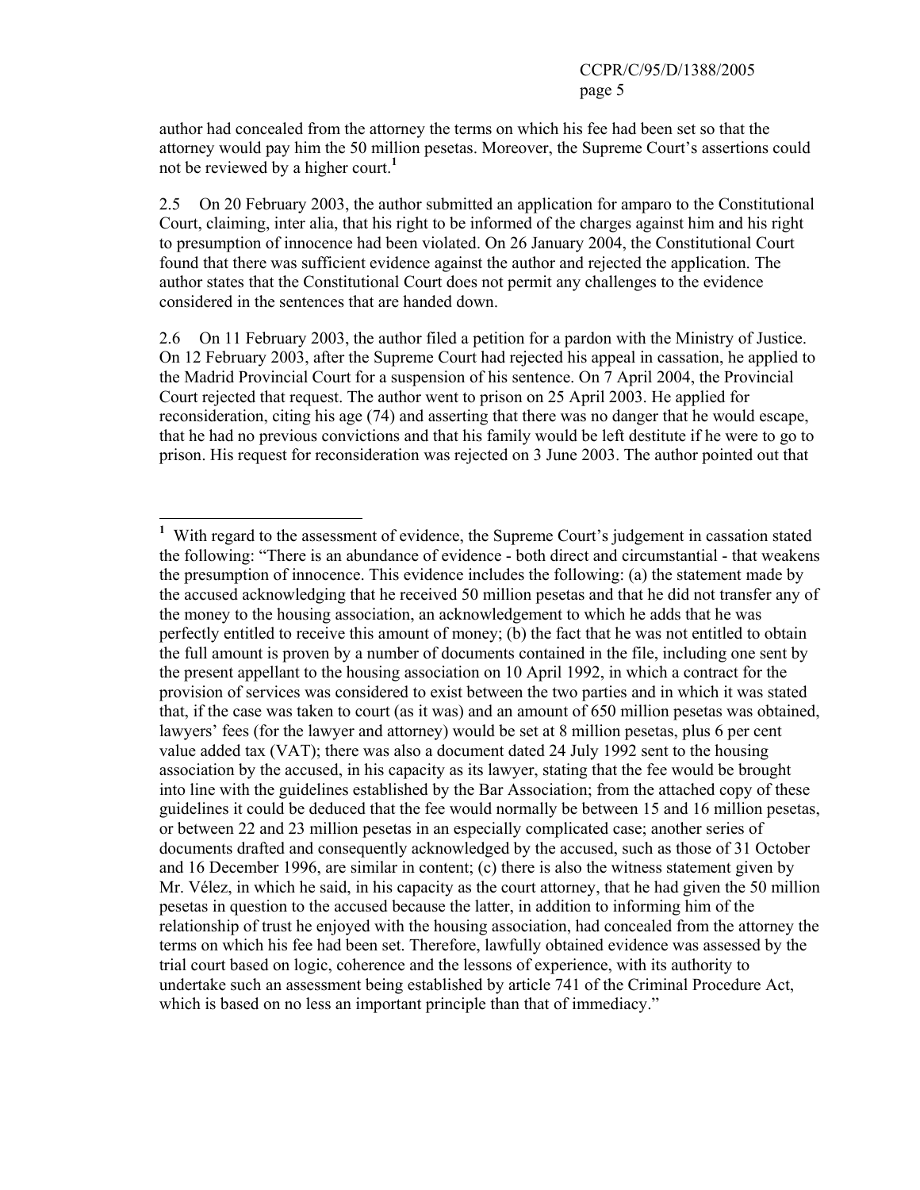author had concealed from the attorney the terms on which his fee had been set so that the attorney would pay him the 50 million pesetas. Moreover, the Supreme Court's assertions could not be reviewed by a higher court.[1]

2.5 On 20 February 2003, the author submitted an application for amparo to the Constitutional Court, claiming, inter alia, that his right to be informed of the charges against him and his right to presumption of innocence had been violated. On 26 January 2004, the Constitutional Court found that there was sufficient evidence against the author and rejected the application. The author states that the Constitutional Court does not permit any challenges to the evidence considered in the sentences that are handed down.

2.6 On 11 February 2003, the author filed a petition for a pardon with the Ministry of Justice. On 12 February 2003, after the Supreme Court had rejected his appeal in cassation, he applied to the Madrid Provincial Court for a suspension of his sentence. On 7 April 2004, the Provincial Court rejected that request. The author went to prison on 25 April 2003. He applied for reconsideration, citing his age (74) and asserting that there was no danger that he would escape, that he had no previous convictions and that his family would be left destitute if he were to go to prison. His request for reconsideration was rejected on 3 June 2003. The author pointed out that

---

[1] With regard to the assessment of evidence, the Supreme Court's judgement in cassation stated the following: "There is an abundance of evidence - both direct and circumstantial - that weakens the presumption of innocence. This evidence includes the following: (a) the statement made by the accused acknowledging that he received 50 million pesetas and that he did not transfer any of the money to the housing association, an acknowledgement to which he adds that he was perfectly entitled to receive this amount of money; (b) the fact that he was not entitled to obtain the full amount is proven by a number of documents contained in the file, including one sent by the present appellant to the housing association on 10 April 1992, in which a contract for the provision of services was considered to exist between the two parties and in which it was stated that, if the case was taken to court (as it was) and an amount of 650 million pesetas was obtained, lawyers' fees (for the lawyer and attorney) would be set at 8 million pesetas, plus 6 per cent value added tax (VAT); there was also a document dated 24 July 1992 sent to the housing association by the accused, in his capacity as its lawyer, stating that the fee would be brought into line with the guidelines established by the Bar Association; from the attached copy of these guidelines it could be deduced that the fee would normally be between 15 and 16 million pesetas, or between 22 and 23 million pesetas in an especially complicated case; another series of documents drafted and consequently acknowledged by the accused, such as those of 31 October and 16 December 1996, are similar in content; (c) there is also the witness statement given by Mr. Vélez, in which he said, in his capacity as the court attorney, that he had given the 50 million pesetas in question to the accused because the latter, in addition to informing him of the relationship of trust he enjoyed with the housing association, had concealed from the attorney the terms on which his fee had been set. Therefore, lawfully obtained evidence was assessed by the trial court based on logic, coherence and the lessons of experience, with its authority to undertake such an assessment being established by article 741 of the Criminal Procedure Act, which is based on no less an important principle than that of immediacy."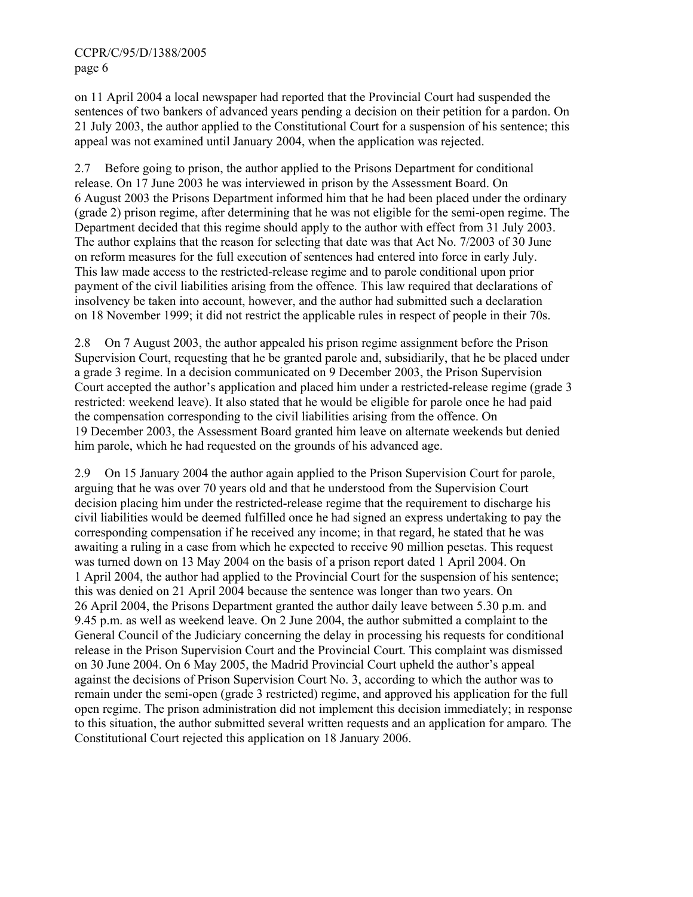on 11 April 2004 a local newspaper had reported that the Provincial Court had suspended the sentences of two bankers of advanced years pending a decision on their petition for a pardon. On 21 July 2003, the author applied to the Constitutional Court for a suspension of his sentence; this appeal was not examined until January 2004, when the application was rejected.

2.7 Before going to prison, the author applied to the Prisons Department for conditional release. On 17 June 2003 he was interviewed in prison by the Assessment Board. On 6 August 2003 the Prisons Department informed him that he had been placed under the ordinary (grade 2) prison regime, after determining that he was not eligible for the semi-open regime. The Department decided that this regime should apply to the author with effect from 31 July 2003. The author explains that the reason for selecting that date was that Act No. 7/2003 of 30 June on reform measures for the full execution of sentences had entered into force in early July. This law made access to the restricted-release regime and to parole conditional upon prior payment of the civil liabilities arising from the offence. This law required that declarations of insolvency be taken into account, however, and the author had submitted such a declaration on 18 November 1999; it did not restrict the applicable rules in respect of people in their 70s.

2.8 On 7 August 2003, the author appealed his prison regime assignment before the Prison Supervision Court, requesting that he be granted parole and, subsidiarily, that he be placed under a grade 3 regime. In a decision communicated on 9 December 2003, the Prison Supervision Court accepted the author's application and placed him under a restricted-release regime (grade 3 restricted: weekend leave). It also stated that he would be eligible for parole once he had paid the compensation corresponding to the civil liabilities arising from the offence. On 19 December 2003, the Assessment Board granted him leave on alternate weekends but denied him parole, which he had requested on the grounds of his advanced age.

2.9 On 15 January 2004 the author again applied to the Prison Supervision Court for parole, arguing that he was over 70 years old and that he understood from the Supervision Court decision placing him under the restricted-release regime that the requirement to discharge his civil liabilities would be deemed fulfilled once he had signed an express undertaking to pay the corresponding compensation if he received any income; in that regard, he stated that he was awaiting a ruling in a case from which he expected to receive 90 million pesetas. This request was turned down on 13 May 2004 on the basis of a prison report dated 1 April 2004. On 1 April 2004, the author had applied to the Provincial Court for the suspension of his sentence; this was denied on 21 April 2004 because the sentence was longer than two years. On 26 April 2004, the Prisons Department granted the author daily leave between 5.30 p.m. and 9.45 p.m. as well as weekend leave. On 2 June 2004, the author submitted a complaint to the General Council of the Judiciary concerning the delay in processing his requests for conditional release in the Prison Supervision Court and the Provincial Court. This complaint was dismissed on 30 June 2004. On 6 May 2005, the Madrid Provincial Court upheld the author's appeal against the decisions of Prison Supervision Court No. 3, according to which the author was to remain under the semi-open (grade 3 restricted) regime, and approved his application for the full open regime. The prison administration did not implement this decision immediately; in response to this situation, the author submitted several written requests and an application for *amparo.* The Constitutional Court rejected this application on 18 January 2006.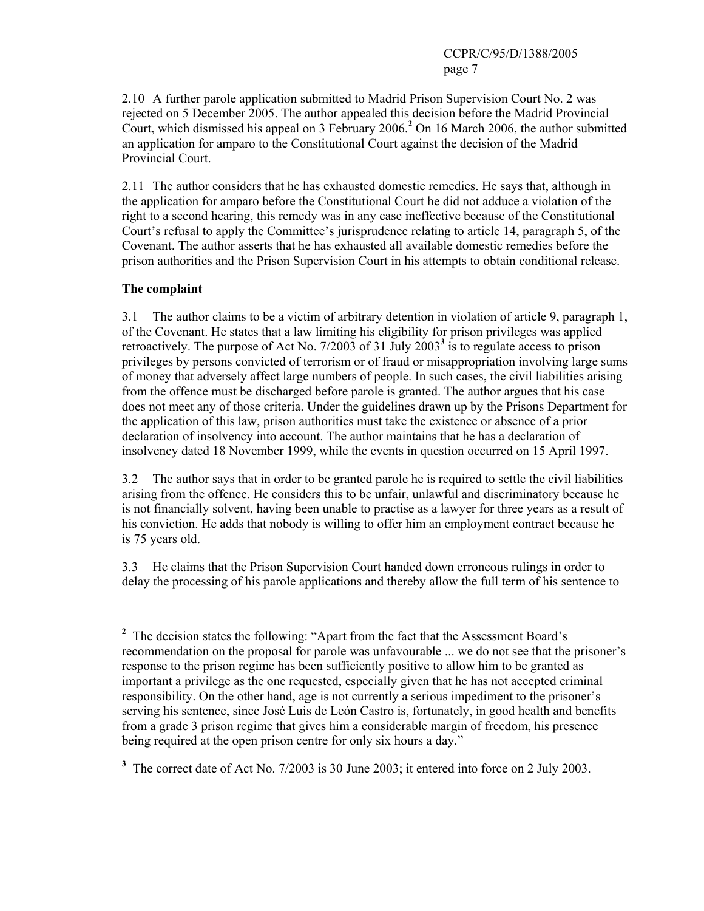2.10 A further parole application submitted to Madrid Prison Supervision Court No. 2 was rejected on 5 December 2005. The author appealed this decision before the Madrid Provincial Court, which dismissed his appeal on 3 February 2006.[2] On 16 March 2006, the author submitted an application for amparo to the Constitutional Court against the decision of the Madrid Provincial Court.

2.11 The author considers that he has exhausted domestic remedies. He says that, although in the application for amparo before the Constitutional Court he did not adduce a violation of the right to a second hearing, this remedy was in any case ineffective because of the Constitutional Court's refusal to apply the Committee's jurisprudence relating to article 14, paragraph 5, of the Covenant. The author asserts that he has exhausted all available domestic remedies before the prison authorities and the Prison Supervision Court in his attempts to obtain conditional release.

**The complaint**

3.1 The author claims to be a victim of arbitrary detention in violation of article 9, paragraph 1, of the Covenant. He states that a law limiting his eligibility for prison privileges was applied retroactively. The purpose of Act No. 7/2003 of 31 July 2003[3] is to regulate access to prison privileges by persons convicted of terrorism or of fraud or misappropriation involving large sums of money that adversely affect large numbers of people. In such cases, the civil liabilities arising from the offence must be discharged before parole is granted. The author argues that his case does not meet any of those criteria. Under the guidelines drawn up by the Prisons Department for the application of this law, prison authorities must take the existence or absence of a prior declaration of insolvency into account. The author maintains that he has a declaration of insolvency dated 18 November 1999, while the events in question occurred on 15 April 1997.

3.2 The author says that in order to be granted parole he is required to settle the civil liabilities arising from the offence. He considers this to be unfair, unlawful and discriminatory because he is not financially solvent, having been unable to practise as a lawyer for three years as a result of his conviction. He adds that nobody is willing to offer him an employment contract because he is 75 years old.

3.3 He claims that the Prison Supervision Court handed down erroneous rulings in order to delay the processing of his parole applications and thereby allow the full term of his sentence to

---

[2] The decision states the following: "Apart from the fact that the Assessment Board's recommendation on the proposal for parole was unfavourable ... we do not see that the prisoner's response to the prison regime has been sufficiently positive to allow him to be granted as important a privilege as the one requested, especially given that he has not accepted criminal responsibility. On the other hand, age is not currently a serious impediment to the prisoner's serving his sentence, since José Luis de León Castro is, fortunately, in good health and benefits from a grade 3 prison regime that gives him a considerable margin of freedom, his presence being required at the open prison centre for only six hours a day."

[3] The correct date of Act No. 7/2003 is 30 June 2003; it entered into force on 2 July 2003.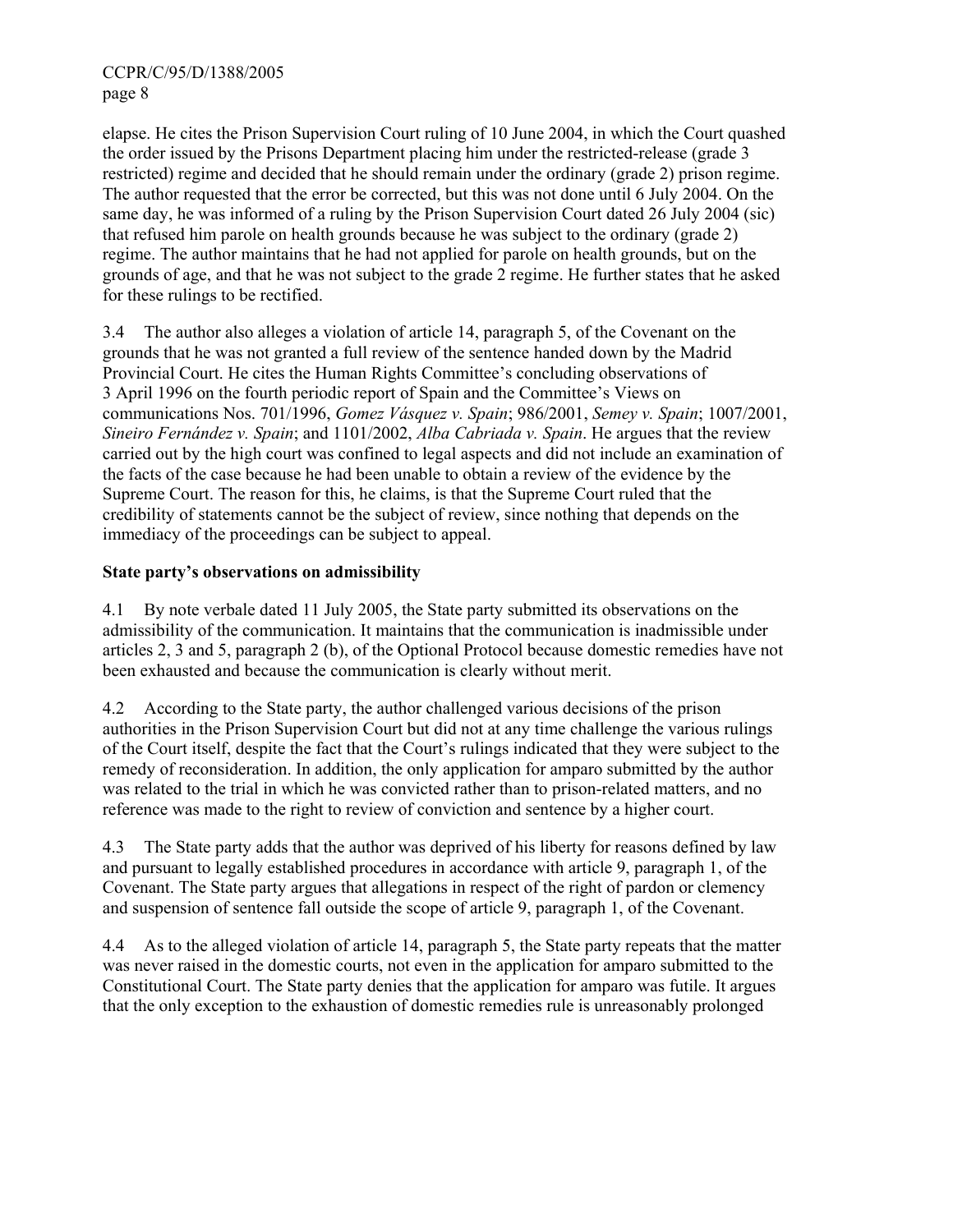elapse. He cites the Prison Supervision Court ruling of 10 June 2004, in which the Court quashed the order issued by the Prisons Department placing him under the restricted-release (grade 3 restricted) regime and decided that he should remain under the ordinary (grade 2) prison regime. The author requested that the error be corrected, but this was not done until 6 July 2004. On the same day, he was informed of a ruling by the Prison Supervision Court dated 26 July 2004 (sic) that refused him parole on health grounds because he was subject to the ordinary (grade 2) regime. The author maintains that he had not applied for parole on health grounds, but on the grounds of age, and that he was not subject to the grade 2 regime. He further states that he asked for these rulings to be rectified.

3.4 The author also alleges a violation of article 14, paragraph 5, of the Covenant on the grounds that he was not granted a full review of the sentence handed down by the Madrid Provincial Court. He cites the Human Rights Committee's concluding observations of 3 April 1996 on the fourth periodic report of Spain and the Committee's Views on communications Nos. 701/1996, *Gomez Vásquez v. Spain*; 986/2001, *Semey v. Spain*; 1007/2001, *Sineiro Fernández v. Spain*; and 1101/2002, *Alba Cabriada v. Spain*. He argues that the review carried out by the high court was confined to legal aspects and did not include an examination of the facts of the case because he had been unable to obtain a review of the evidence by the Supreme Court. The reason for this, he claims, is that the Supreme Court ruled that the credibility of statements cannot be the subject of review, since nothing that depends on the immediacy of the proceedings can be subject to appeal.

**State party's observations on admissibility**

4.1 By note verbale dated 11 July 2005, the State party submitted its observations on the admissibility of the communication. It maintains that the communication is inadmissible under articles 2, 3 and 5, paragraph 2 (b), of the Optional Protocol because domestic remedies have not been exhausted and because the communication is clearly without merit.

4.2 According to the State party, the author challenged various decisions of the prison authorities in the Prison Supervision Court but did not at any time challenge the various rulings of the Court itself, despite the fact that the Court's rulings indicated that they were subject to the remedy of reconsideration. In addition, the only application for amparo submitted by the author was related to the trial in which he was convicted rather than to prison-related matters, and no reference was made to the right to review of conviction and sentence by a higher court.

4.3 The State party adds that the author was deprived of his liberty for reasons defined by law and pursuant to legally established procedures in accordance with article 9, paragraph 1, of the Covenant. The State party argues that allegations in respect of the right of pardon or clemency and suspension of sentence fall outside the scope of article 9, paragraph 1, of the Covenant.

4.4 As to the alleged violation of article 14, paragraph 5, the State party repeats that the matter was never raised in the domestic courts, not even in the application for amparo submitted to the Constitutional Court. The State party denies that the application for amparo was futile. It argues that the only exception to the exhaustion of domestic remedies rule is unreasonably prolonged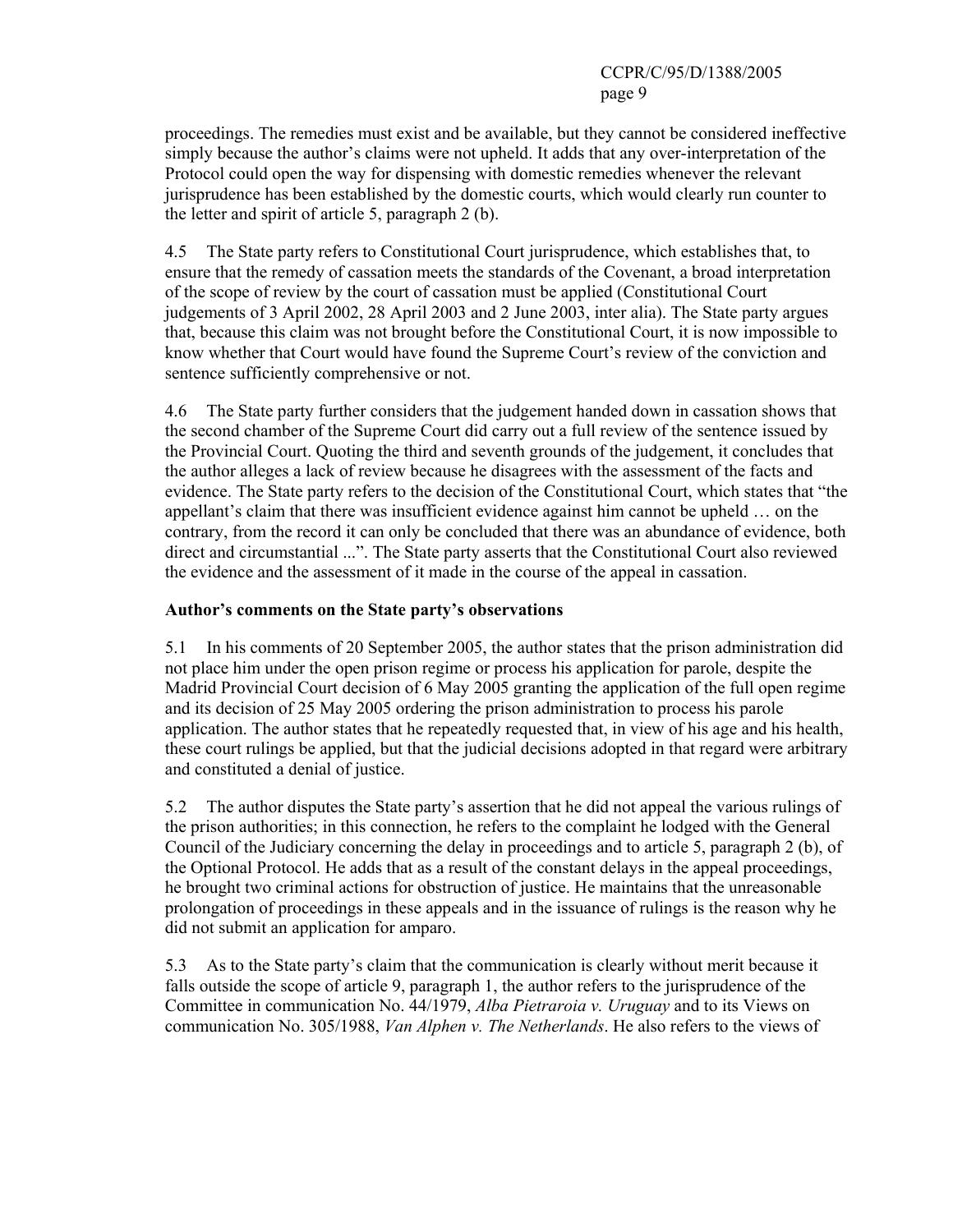proceedings. The remedies must exist and be available, but they cannot be considered ineffective simply because the author's claims were not upheld. It adds that any over-interpretation of the Protocol could open the way for dispensing with domestic remedies whenever the relevant jurisprudence has been established by the domestic courts, which would clearly run counter to the letter and spirit of article 5, paragraph 2 (b).

4.5 The State party refers to Constitutional Court jurisprudence, which establishes that, to ensure that the remedy of cassation meets the standards of the Covenant, a broad interpretation of the scope of review by the court of cassation must be applied (Constitutional Court judgements of 3 April 2002, 28 April 2003 and 2 June 2003, inter alia). The State party argues that, because this claim was not brought before the Constitutional Court, it is now impossible to know whether that Court would have found the Supreme Court's review of the conviction and sentence sufficiently comprehensive or not.

4.6 The State party further considers that the judgement handed down in cassation shows that the second chamber of the Supreme Court did carry out a full review of the sentence issued by the Provincial Court. Quoting the third and seventh grounds of the judgement, it concludes that the author alleges a lack of review because he disagrees with the assessment of the facts and evidence. The State party refers to the decision of the Constitutional Court, which states that "the appellant's claim that there was insufficient evidence against him cannot be upheld … on the contrary, from the record it can only be concluded that there was an abundance of evidence, both direct and circumstantial ...". The State party asserts that the Constitutional Court also reviewed the evidence and the assessment of it made in the course of the appeal in cassation.

**Author's comments on the State party's observations**

5.1 In his comments of 20 September 2005, the author states that the prison administration did not place him under the open prison regime or process his application for parole, despite the Madrid Provincial Court decision of 6 May 2005 granting the application of the full open regime and its decision of 25 May 2005 ordering the prison administration to process his parole application. The author states that he repeatedly requested that, in view of his age and his health, these court rulings be applied, but that the judicial decisions adopted in that regard were arbitrary and constituted a denial of justice.

5.2 The author disputes the State party's assertion that he did not appeal the various rulings of the prison authorities; in this connection, he refers to the complaint he lodged with the General Council of the Judiciary concerning the delay in proceedings and to article 5, paragraph 2 (b), of the Optional Protocol. He adds that as a result of the constant delays in the appeal proceedings, he brought two criminal actions for obstruction of justice. He maintains that the unreasonable prolongation of proceedings in these appeals and in the issuance of rulings is the reason why he did not submit an application for amparo.

5.3 As to the State party's claim that the communication is clearly without merit because it falls outside the scope of article 9, paragraph 1, the author refers to the jurisprudence of the Committee in communication No. 44/1979, *Alba Pietraroia v. Uruguay* and to its Views on communication No. 305/1988, *Van Alphen v. The Netherlands*. He also refers to the views of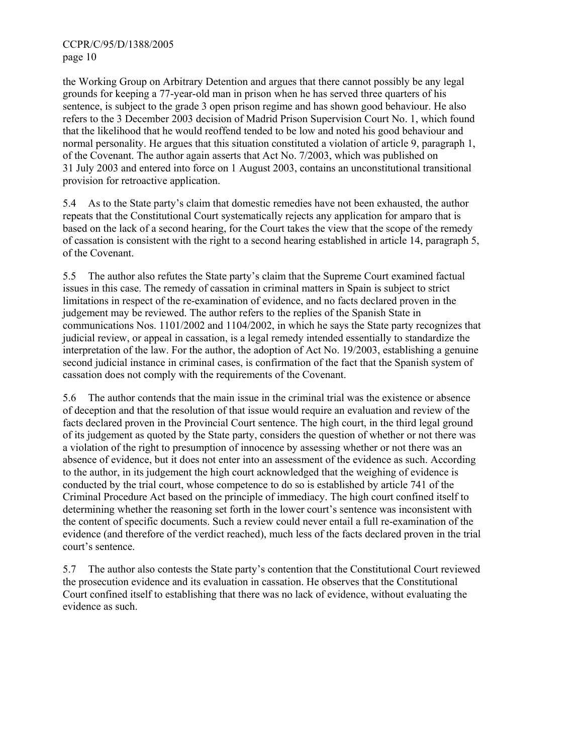the Working Group on Arbitrary Detention and argues that there cannot possibly be any legal grounds for keeping a 77-year-old man in prison when he has served three quarters of his sentence, is subject to the grade 3 open prison regime and has shown good behaviour. He also refers to the 3 December 2003 decision of Madrid Prison Supervision Court No. 1, which found that the likelihood that he would reoffend tended to be low and noted his good behaviour and normal personality. He argues that this situation constituted a violation of article 9, paragraph 1, of the Covenant. The author again asserts that Act No. 7/2003, which was published on 31 July 2003 and entered into force on 1 August 2003, contains an unconstitutional transitional provision for retroactive application.

5.4 As to the State party's claim that domestic remedies have not been exhausted, the author repeats that the Constitutional Court systematically rejects any application for amparo that is based on the lack of a second hearing, for the Court takes the view that the scope of the remedy of cassation is consistent with the right to a second hearing established in article 14, paragraph 5, of the Covenant.

5.5 The author also refutes the State party's claim that the Supreme Court examined factual issues in this case. The remedy of cassation in criminal matters in Spain is subject to strict limitations in respect of the re-examination of evidence, and no facts declared proven in the judgement may be reviewed. The author refers to the replies of the Spanish State in communications Nos. 1101/2002 and 1104/2002, in which he says the State party recognizes that judicial review, or appeal in cassation, is a legal remedy intended essentially to standardize the interpretation of the law. For the author, the adoption of Act No. 19/2003, establishing a genuine second judicial instance in criminal cases, is confirmation of the fact that the Spanish system of cassation does not comply with the requirements of the Covenant.

5.6 The author contends that the main issue in the criminal trial was the existence or absence of deception and that the resolution of that issue would require an evaluation and review of the facts declared proven in the Provincial Court sentence. The high court, in the third legal ground of its judgement as quoted by the State party, considers the question of whether or not there was a violation of the right to presumption of innocence by assessing whether or not there was an absence of evidence, but it does not enter into an assessment of the evidence as such. According to the author, in its judgement the high court acknowledged that the weighing of evidence is conducted by the trial court, whose competence to do so is established by article 741 of the Criminal Procedure Act based on the principle of immediacy. The high court confined itself to determining whether the reasoning set forth in the lower court's sentence was inconsistent with the content of specific documents. Such a review could never entail a full re-examination of the evidence (and therefore of the verdict reached), much less of the facts declared proven in the trial court's sentence.

5.7 The author also contests the State party's contention that the Constitutional Court reviewed the prosecution evidence and its evaluation in cassation. He observes that the Constitutional Court confined itself to establishing that there was no lack of evidence, without evaluating the evidence as such.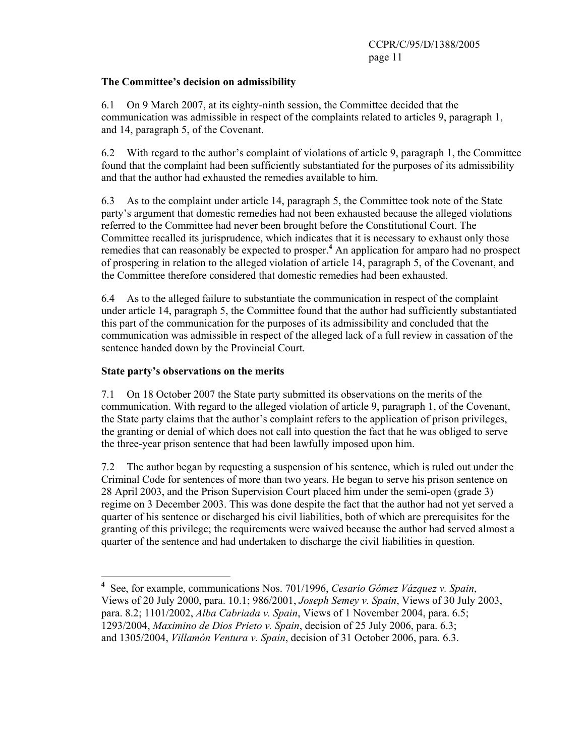**The Committee's decision on admissibility**

6.1 On 9 March 2007, at its eighty-ninth session, the Committee decided that the communication was admissible in respect of the complaints related to articles 9, paragraph 1, and 14, paragraph 5, of the Covenant.

6.2 With regard to the author's complaint of violations of article 9, paragraph 1, the Committee found that the complaint had been sufficiently substantiated for the purposes of its admissibility and that the author had exhausted the remedies available to him.

6.3 As to the complaint under article 14, paragraph 5, the Committee took note of the State party's argument that domestic remedies had not been exhausted because the alleged violations referred to the Committee had never been brought before the Constitutional Court. The Committee recalled its jurisprudence, which indicates that it is necessary to exhaust only those remedies that can reasonably be expected to prosper.[4] An application for amparo had no prospect of prospering in relation to the alleged violation of article 14, paragraph 5, of the Covenant, and the Committee therefore considered that domestic remedies had been exhausted.

6.4 As to the alleged failure to substantiate the communication in respect of the complaint under article 14, paragraph 5, the Committee found that the author had sufficiently substantiated this part of the communication for the purposes of its admissibility and concluded that the communication was admissible in respect of the alleged lack of a full review in cassation of the sentence handed down by the Provincial Court.

**State party's observations on the merits**

7.1 On 18 October 2007 the State party submitted its observations on the merits of the communication. With regard to the alleged violation of article 9, paragraph 1, of the Covenant, the State party claims that the author's complaint refers to the application of prison privileges, the granting or denial of which does not call into question the fact that he was obliged to serve the three-year prison sentence that had been lawfully imposed upon him.

7.2 The author began by requesting a suspension of his sentence, which is ruled out under the Criminal Code for sentences of more than two years. He began to serve his prison sentence on 28 April 2003, and the Prison Supervision Court placed him under the semi-open (grade 3) regime on 3 December 2003. This was done despite the fact that the author had not yet served a quarter of his sentence or discharged his civil liabilities, both of which are prerequisites for the granting of this privilege; the requirements were waived because the author had served almost a quarter of the sentence and had undertaken to discharge the civil liabilities in question.

---

[4] See, for example, communications Nos. 701/1996, *Cesario Gómez Vázquez v. Spain*, Views of 20 July 2000, para. 10.1; 986/2001, *Joseph Semey v. Spain*, Views of 30 July 2003, para. 8.2; 1101/2002, *Alba Cabriada v. Spain*, Views of 1 November 2004, para. 6.5; 1293/2004, *Maximino de Dios Prieto v. Spain*, decision of 25 July 2006, para. 6.3; and 1305/2004, *Villamón Ventura v. Spain*, decision of 31 October 2006, para. 6.3.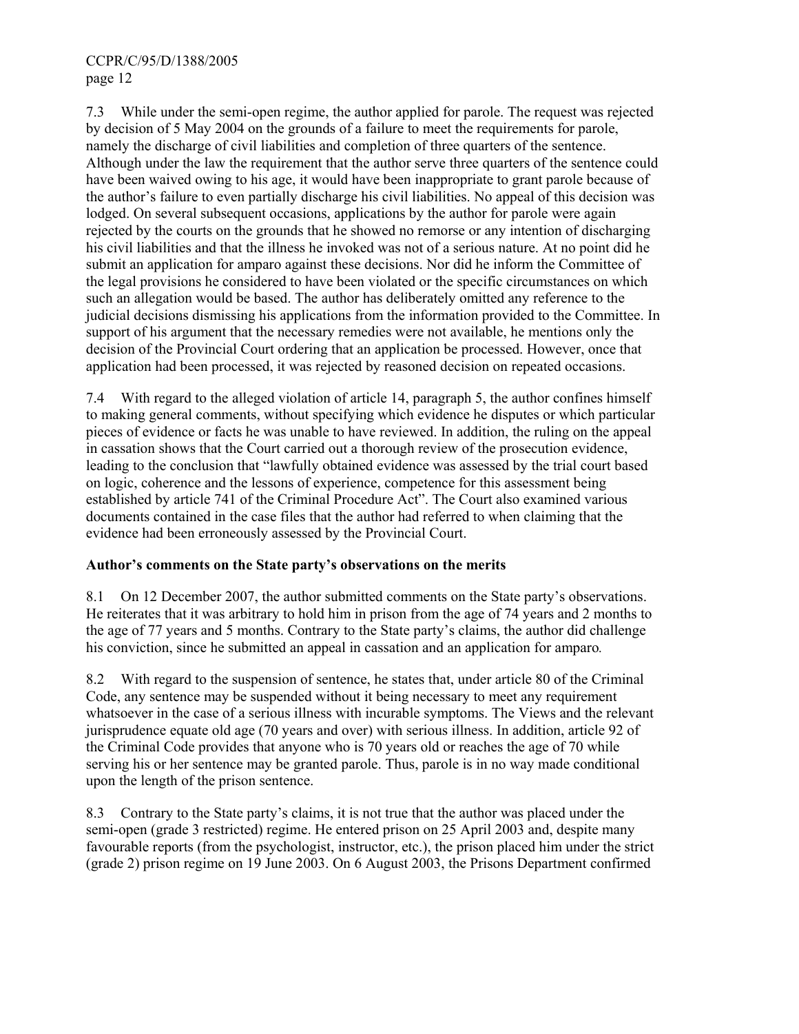7.3 While under the semi-open regime, the author applied for parole. The request was rejected by decision of 5 May 2004 on the grounds of a failure to meet the requirements for parole, namely the discharge of civil liabilities and completion of three quarters of the sentence. Although under the law the requirement that the author serve three quarters of the sentence could have been waived owing to his age, it would have been inappropriate to grant parole because of the author's failure to even partially discharge his civil liabilities. No appeal of this decision was lodged. On several subsequent occasions, applications by the author for parole were again rejected by the courts on the grounds that he showed no remorse or any intention of discharging his civil liabilities and that the illness he invoked was not of a serious nature. At no point did he submit an application for amparo against these decisions. Nor did he inform the Committee of the legal provisions he considered to have been violated or the specific circumstances on which such an allegation would be based. The author has deliberately omitted any reference to the judicial decisions dismissing his applications from the information provided to the Committee. In support of his argument that the necessary remedies were not available, he mentions only the decision of the Provincial Court ordering that an application be processed. However, once that application had been processed, it was rejected by reasoned decision on repeated occasions.

7.4 With regard to the alleged violation of article 14, paragraph 5, the author confines himself to making general comments, without specifying which evidence he disputes or which particular pieces of evidence or facts he was unable to have reviewed. In addition, the ruling on the appeal in cassation shows that the Court carried out a thorough review of the prosecution evidence, leading to the conclusion that "lawfully obtained evidence was assessed by the trial court based on logic, coherence and the lessons of experience, competence for this assessment being established by article 741 of the Criminal Procedure Act". The Court also examined various documents contained in the case files that the author had referred to when claiming that the evidence had been erroneously assessed by the Provincial Court.

**Author's comments on the State party's observations on the merits**

8.1 On 12 December 2007, the author submitted comments on the State party's observations. He reiterates that it was arbitrary to hold him in prison from the age of 74 years and 2 months to the age of 77 years and 5 months. Contrary to the State party's claims, the author did challenge his conviction, since he submitted an appeal in cassation and an application for amparo.

8.2 With regard to the suspension of sentence, he states that, under article 80 of the Criminal Code, any sentence may be suspended without it being necessary to meet any requirement whatsoever in the case of a serious illness with incurable symptoms. The Views and the relevant jurisprudence equate old age (70 years and over) with serious illness. In addition, article 92 of the Criminal Code provides that anyone who is 70 years old or reaches the age of 70 while serving his or her sentence may be granted parole. Thus, parole is in no way made conditional upon the length of the prison sentence.

8.3 Contrary to the State party's claims, it is not true that the author was placed under the semi-open (grade 3 restricted) regime. He entered prison on 25 April 2003 and, despite many favourable reports (from the psychologist, instructor, etc.), the prison placed him under the strict (grade 2) prison regime on 19 June 2003. On 6 August 2003, the Prisons Department confirmed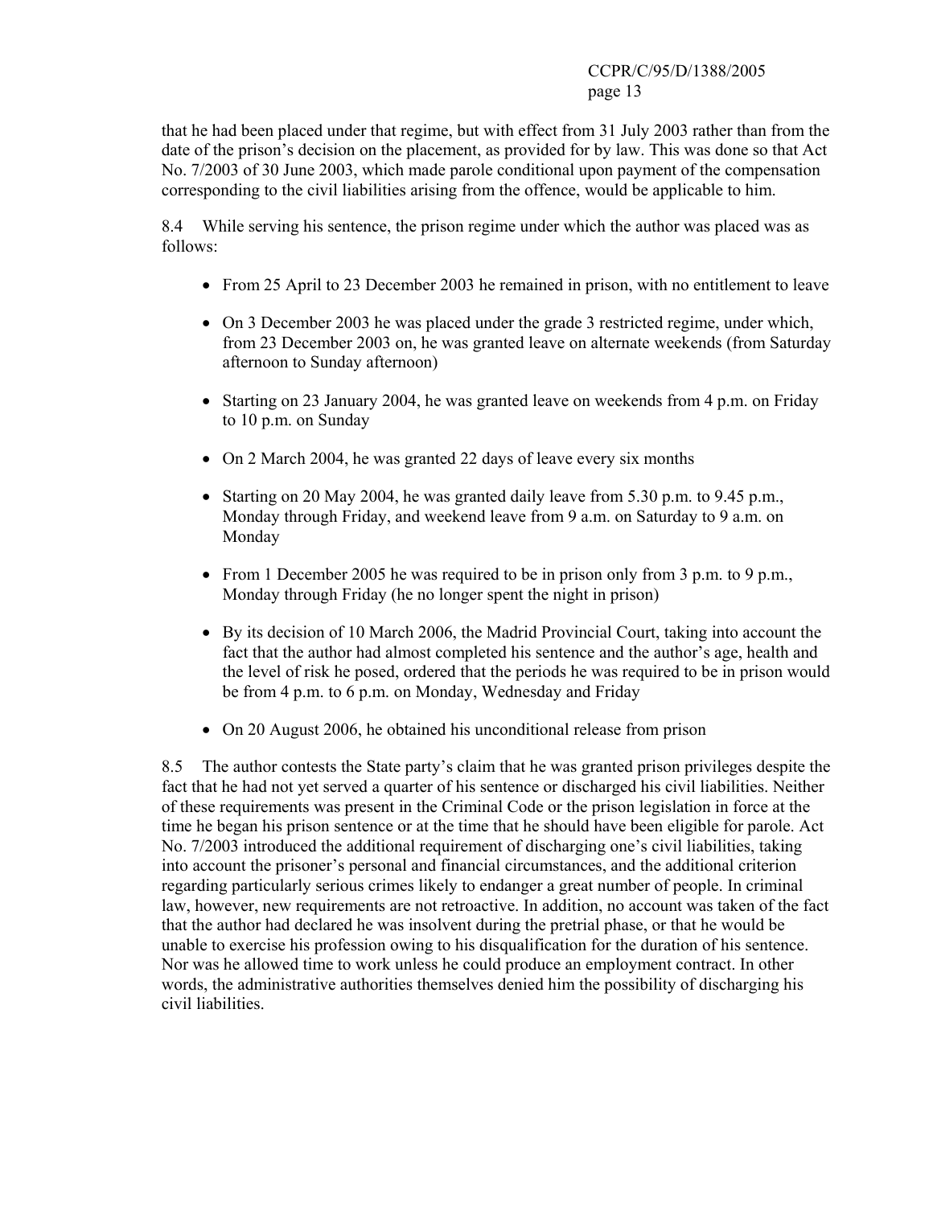that he had been placed under that regime, but with effect from 31 July 2003 rather than from the date of the prison's decision on the placement, as provided for by law. This was done so that Act No. 7/2003 of 30 June 2003, which made parole conditional upon payment of the compensation corresponding to the civil liabilities arising from the offence, would be applicable to him.

8.4 While serving his sentence, the prison regime under which the author was placed was as follows:

- From 25 April to 23 December 2003 he remained in prison, with no entitlement to leave
- On 3 December 2003 he was placed under the grade 3 restricted regime, under which, from 23 December 2003 on, he was granted leave on alternate weekends (from Saturday afternoon to Sunday afternoon)
- Starting on 23 January 2004, he was granted leave on weekends from 4 p.m. on Friday to 10 p.m. on Sunday
- On 2 March 2004, he was granted 22 days of leave every six months
- Starting on 20 May 2004, he was granted daily leave from 5.30 p.m. to 9.45 p.m., Monday through Friday, and weekend leave from 9 a.m. on Saturday to 9 a.m. on Monday
- From 1 December 2005 he was required to be in prison only from 3 p.m. to 9 p.m., Monday through Friday (he no longer spent the night in prison)
- By its decision of 10 March 2006, the Madrid Provincial Court, taking into account the fact that the author had almost completed his sentence and the author's age, health and the level of risk he posed, ordered that the periods he was required to be in prison would be from 4 p.m. to 6 p.m. on Monday, Wednesday and Friday
- On 20 August 2006, he obtained his unconditional release from prison

8.5 The author contests the State party's claim that he was granted prison privileges despite the fact that he had not yet served a quarter of his sentence or discharged his civil liabilities. Neither of these requirements was present in the Criminal Code or the prison legislation in force at the time he began his prison sentence or at the time that he should have been eligible for parole. Act No. 7/2003 introduced the additional requirement of discharging one's civil liabilities, taking into account the prisoner's personal and financial circumstances, and the additional criterion regarding particularly serious crimes likely to endanger a great number of people. In criminal law, however, new requirements are not retroactive. In addition, no account was taken of the fact that the author had declared he was insolvent during the pretrial phase, or that he would be unable to exercise his profession owing to his disqualification for the duration of his sentence. Nor was he allowed time to work unless he could produce an employment contract. In other words, the administrative authorities themselves denied him the possibility of discharging his civil liabilities.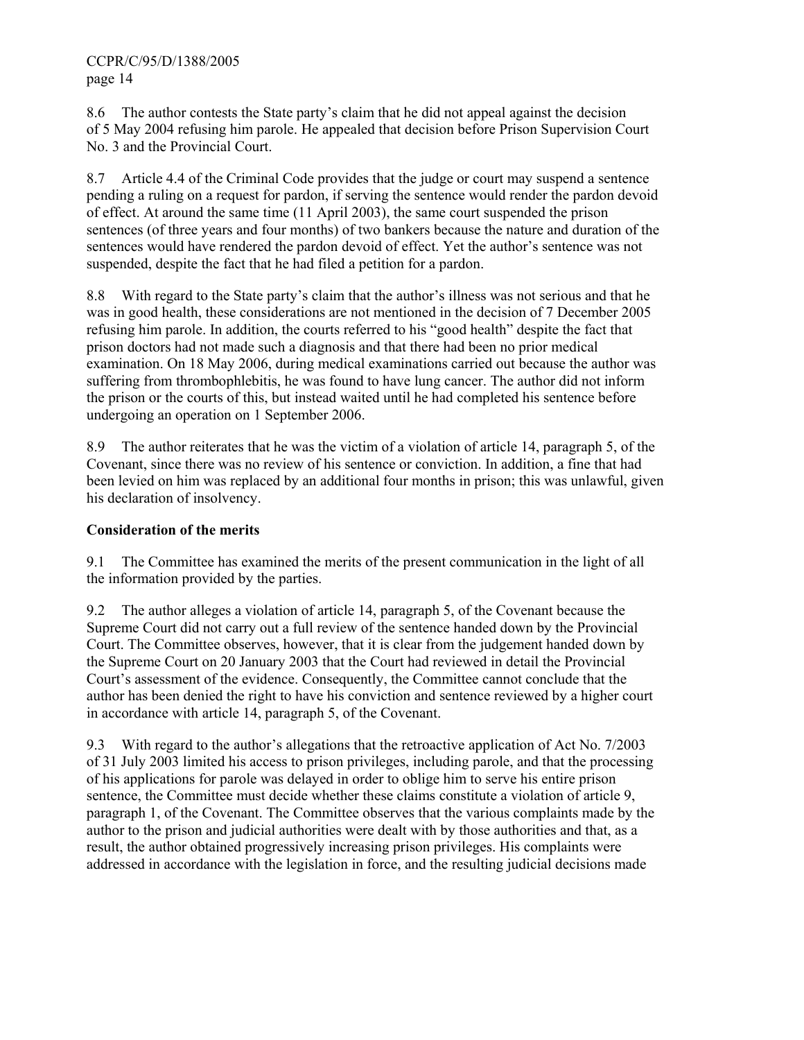8.6 The author contests the State party's claim that he did not appeal against the decision of 5 May 2004 refusing him parole. He appealed that decision before Prison Supervision Court No. 3 and the Provincial Court.

8.7 Article 4.4 of the Criminal Code provides that the judge or court may suspend a sentence pending a ruling on a request for pardon, if serving the sentence would render the pardon devoid of effect. At around the same time (11 April 2003), the same court suspended the prison sentences (of three years and four months) of two bankers because the nature and duration of the sentences would have rendered the pardon devoid of effect. Yet the author's sentence was not suspended, despite the fact that he had filed a petition for a pardon.

8.8 With regard to the State party's claim that the author's illness was not serious and that he was in good health, these considerations are not mentioned in the decision of 7 December 2005 refusing him parole. In addition, the courts referred to his "good health" despite the fact that prison doctors had not made such a diagnosis and that there had been no prior medical examination. On 18 May 2006, during medical examinations carried out because the author was suffering from thrombophlebitis, he was found to have lung cancer. The author did not inform the prison or the courts of this, but instead waited until he had completed his sentence before undergoing an operation on 1 September 2006.

8.9 The author reiterates that he was the victim of a violation of article 14, paragraph 5, of the Covenant, since there was no review of his sentence or conviction. In addition, a fine that had been levied on him was replaced by an additional four months in prison; this was unlawful, given his declaration of insolvency.

## Consideration of the merits

9.1 The Committee has examined the merits of the present communication in the light of all the information provided by the parties.

9.2 The author alleges a violation of article 14, paragraph 5, of the Covenant because the Supreme Court did not carry out a full review of the sentence handed down by the Provincial Court. The Committee observes, however, that it is clear from the judgement handed down by the Supreme Court on 20 January 2003 that the Court had reviewed in detail the Provincial Court's assessment of the evidence. Consequently, the Committee cannot conclude that the author has been denied the right to have his conviction and sentence reviewed by a higher court in accordance with article 14, paragraph 5, of the Covenant.

9.3 With regard to the author's allegations that the retroactive application of Act No. 7/2003 of 31 July 2003 limited his access to prison privileges, including parole, and that the processing of his applications for parole was delayed in order to oblige him to serve his entire prison sentence, the Committee must decide whether these claims constitute a violation of article 9, paragraph 1, of the Covenant. The Committee observes that the various complaints made by the author to the prison and judicial authorities were dealt with by those authorities and that, as a result, the author obtained progressively increasing prison privileges. His complaints were addressed in accordance with the legislation in force, and the resulting judicial decisions made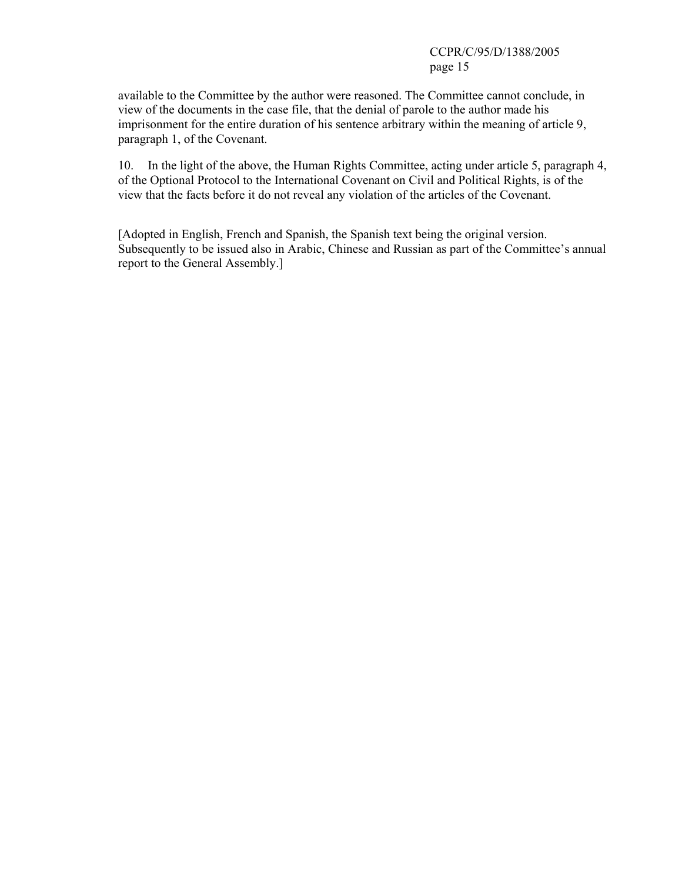available to the Committee by the author were reasoned. The Committee cannot conclude, in view of the documents in the case file, that the denial of parole to the author made his imprisonment for the entire duration of his sentence arbitrary within the meaning of article 9, paragraph 1, of the Covenant.

10. In the light of the above, the Human Rights Committee, acting under article 5, paragraph 4, of the Optional Protocol to the International Covenant on Civil and Political Rights, is of the view that the facts before it do not reveal any violation of the articles of the Covenant.

[Adopted in English, French and Spanish, the Spanish text being the original version. Subsequently to be issued also in Arabic, Chinese and Russian as part of the Committee's annual report to the General Assembly.]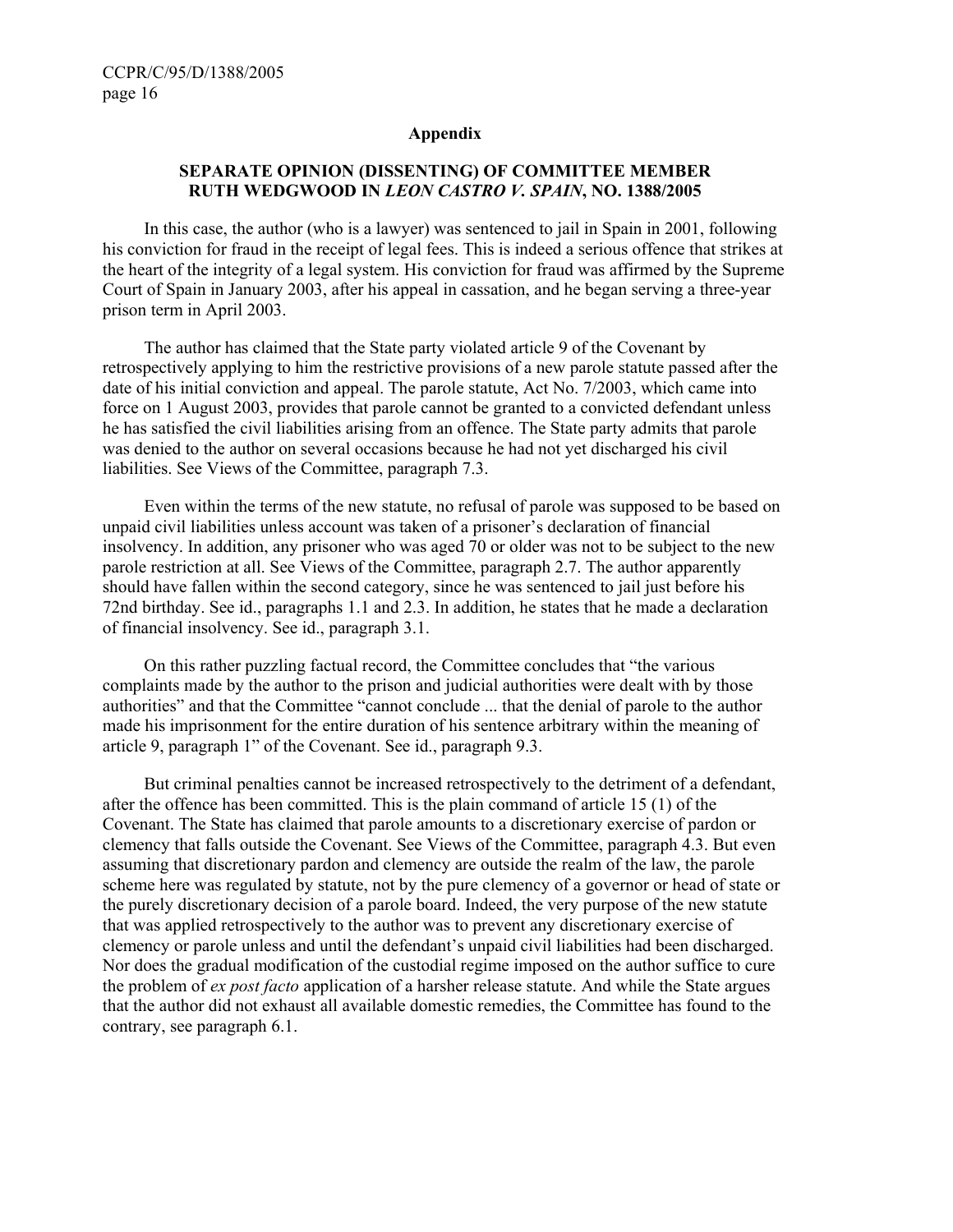**Appendix**

**SEPARATE OPINION (DISSENTING) OF COMMITTEE MEMBER RUTH WEDGWOOD IN *LEON CASTRO V. SPAIN*, NO. 1388/2005**

In this case, the author (who is a lawyer) was sentenced to jail in Spain in 2001, following his conviction for fraud in the receipt of legal fees. This is indeed a serious offence that strikes at the heart of the integrity of a legal system. His conviction for fraud was affirmed by the Supreme Court of Spain in January 2003, after his appeal in cassation, and he began serving a three-year prison term in April 2003.

The author has claimed that the State party violated article 9 of the Covenant by retrospectively applying to him the restrictive provisions of a new parole statute passed after the date of his initial conviction and appeal. The parole statute, Act No. 7/2003, which came into force on 1 August 2003, provides that parole cannot be granted to a convicted defendant unless he has satisfied the civil liabilities arising from an offence. The State party admits that parole was denied to the author on several occasions because he had not yet discharged his civil liabilities. See Views of the Committee, paragraph 7.3.

Even within the terms of the new statute, no refusal of parole was supposed to be based on unpaid civil liabilities unless account was taken of a prisoner's declaration of financial insolvency. In addition, any prisoner who was aged 70 or older was not to be subject to the new parole restriction at all. See Views of the Committee, paragraph 2.7. The author apparently should have fallen within the second category, since he was sentenced to jail just before his 72nd birthday. See id., paragraphs 1.1 and 2.3. In addition, he states that he made a declaration of financial insolvency. See id., paragraph 3.1.

On this rather puzzling factual record, the Committee concludes that "the various complaints made by the author to the prison and judicial authorities were dealt with by those authorities" and that the Committee "cannot conclude ... that the denial of parole to the author made his imprisonment for the entire duration of his sentence arbitrary within the meaning of article 9, paragraph 1" of the Covenant. See id., paragraph 9.3.

But criminal penalties cannot be increased retrospectively to the detriment of a defendant, after the offence has been committed. This is the plain command of article 15 (1) of the Covenant. The State has claimed that parole amounts to a discretionary exercise of pardon or clemency that falls outside the Covenant. See Views of the Committee, paragraph 4.3. But even assuming that discretionary pardon and clemency are outside the realm of the law, the parole scheme here was regulated by statute, not by the pure clemency of a governor or head of state or the purely discretionary decision of a parole board. Indeed, the very purpose of the new statute that was applied retrospectively to the author was to prevent any discretionary exercise of clemency or parole unless and until the defendant's unpaid civil liabilities had been discharged. Nor does the gradual modification of the custodial regime imposed on the author suffice to cure the problem of *ex post facto* application of a harsher release statute. And while the State argues that the author did not exhaust all available domestic remedies, the Committee has found to the contrary, see paragraph 6.1.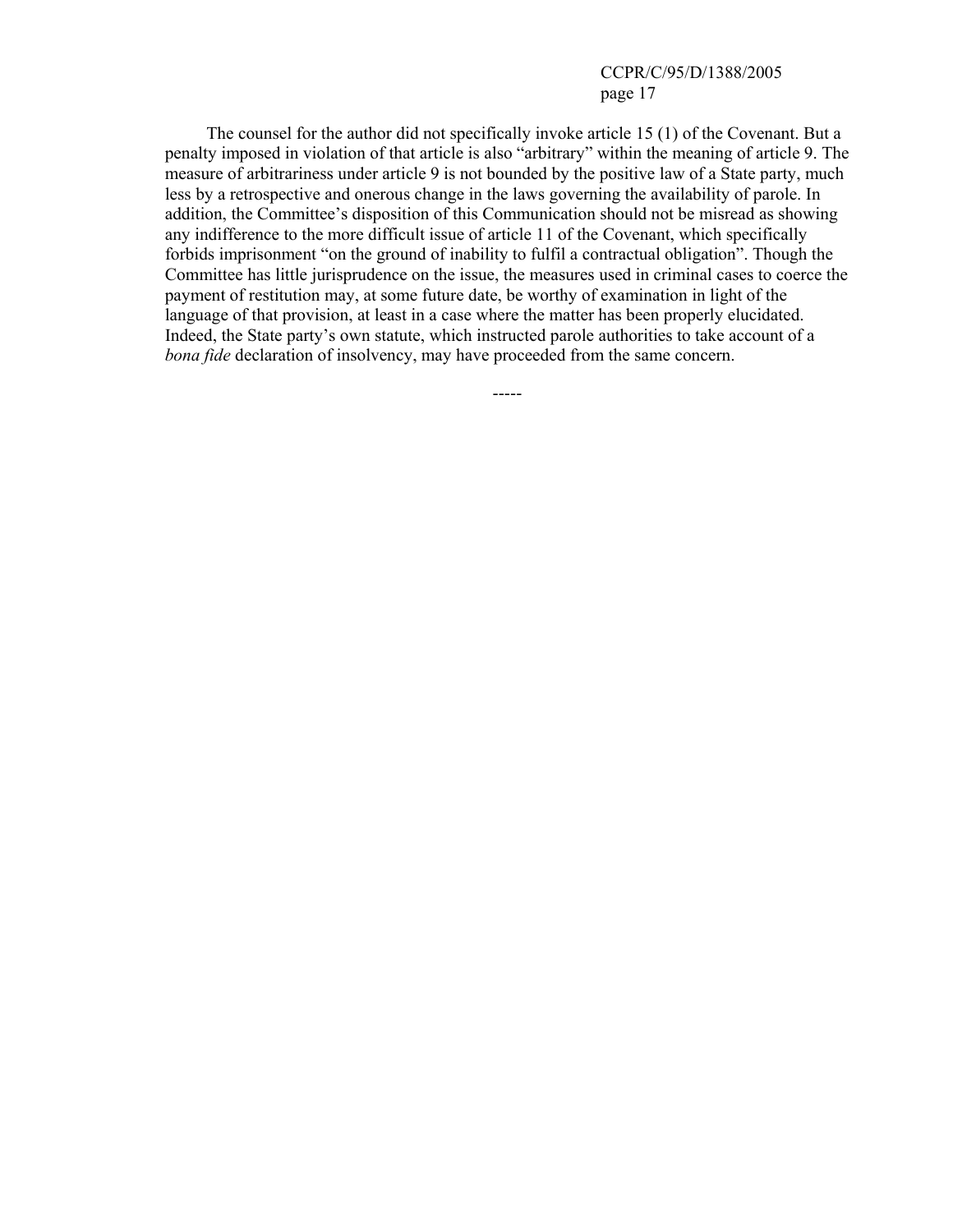The counsel for the author did not specifically invoke article 15 (1) of the Covenant. But a penalty imposed in violation of that article is also "arbitrary" within the meaning of article 9. The measure of arbitrariness under article 9 is not bounded by the positive law of a State party, much less by a retrospective and onerous change in the laws governing the availability of parole. In addition, the Committee's disposition of this Communication should not be misread as showing any indifference to the more difficult issue of article 11 of the Covenant, which specifically forbids imprisonment "on the ground of inability to fulfil a contractual obligation". Though the Committee has little jurisprudence on the issue, the measures used in criminal cases to coerce the payment of restitution may, at some future date, be worthy of examination in light of the language of that provision, at least in a case where the matter has been properly elucidated. Indeed, the State party's own statute, which instructed parole authorities to take account of a *bona fide* declaration of insolvency, may have proceeded from the same concern.

-----